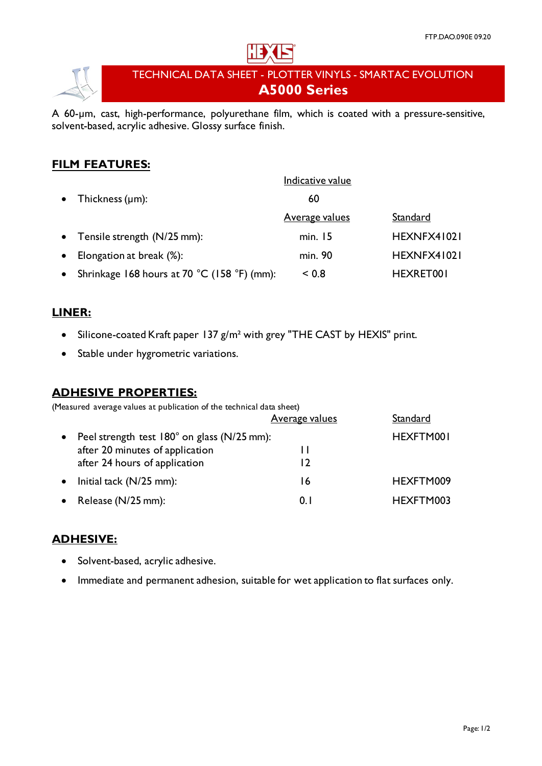# TECHNICAL DATA SHEET - PLOTTER VINYLS - SMARTAC EVOLUTION

## A5000 Series

A 60-µm, cast, high-performance, polyurethane film, which is coated with a pressure-sensitive, solvent-based, acrylic adhesive. Glossy surface finish.

## FILM FEATURES:

| | Indicative value | |
|---|---|---|
| • Thickness (µm): | 60 | |
| | **Average values** | **Standard** |
| • Tensile strength (N/25 mm): | min. 15 | HEXNFX41021 |
| • Elongation at break (%): | min. 90 | HEXNFX41021 |
| • Shrinkage 168 hours at 70 °C (158 °F) (mm): | < 0.8 | HEXRET001 |

## LINER:

- Silicone-coated Kraft paper 137 g/m² with grey "THE CAST by HEXIS" print.
- Stable under hygrometric variations.

## ADHESIVE PROPERTIES:

(Measured average values at publication of the technical data sheet)

| | Average values | Standard |
|---|---|---|
| • Peel strength test 180° on glass (N/25 mm): | | HEXFTM001 |
| after 20 minutes of application | 11 | |
| after 24 hours of application | 12 | |
| • Initial tack (N/25 mm): | 16 | HEXFTM009 |
| • Release (N/25 mm): | 0.1 | HEXFTM003 |

## ADHESIVE:

- Solvent-based, acrylic adhesive.
- Immediate and permanent adhesion, suitable for wet application to flat surfaces only.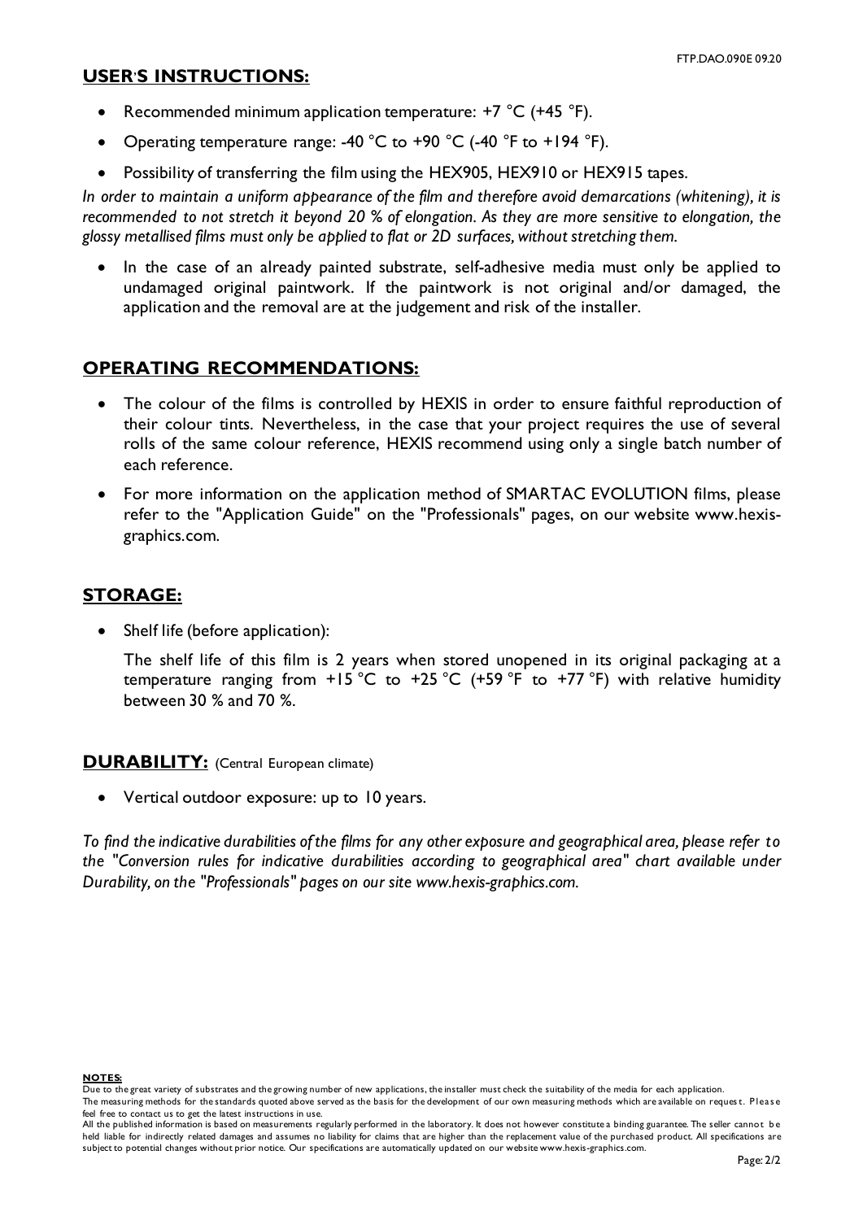## USER'S INSTRUCTIONS:

- Recommended minimum application temperature: +7 °C (+45 °F).
- Operating temperature range: -40 °C to +90 °C (-40 °F to +194 °F).
- Possibility of transferring the film using the HEX905, HEX910 or HEX915 tapes.

*In order to maintain a uniform appearance of the film and therefore avoid demarcations (whitening), it is recommended to not stretch it beyond 20 % of elongation. As they are more sensitive to elongation, the glossy metallised films must only be applied to flat or 2D surfaces, without stretching them.*

- In the case of an already painted substrate, self-adhesive media must only be applied to undamaged original paintwork. If the paintwork is not original and/or damaged, the application and the removal are at the judgement and risk of the installer.

## OPERATING RECOMMENDATIONS:

- The colour of the films is controlled by HEXIS in order to ensure faithful reproduction of their colour tints. Nevertheless, in the case that your project requires the use of several rolls of the same colour reference, HEXIS recommend using only a single batch number of each reference.
- For more information on the application method of SMARTAC EVOLUTION films, please refer to the "Application Guide" on the "Professionals" pages, on our website www.hexis-graphics.com.

## STORAGE:

- Shelf life (before application):

  The shelf life of this film is 2 years when stored unopened in its original packaging at a temperature ranging from +15 °C to +25 °C (+59 °F to +77 °F) with relative humidity between 30 % and 70 %.

## DURABILITY: (Central European climate)

- Vertical outdoor exposure: up to 10 years.

*To find the indicative durabilities of the films for any other exposure and geographical area, please refer to the "Conversion rules for indicative durabilities according to geographical area" chart available under Durability, on the "Professionals" pages on our site www.hexis-graphics.com.*

**NOTES:**

Due to the great variety of substrates and the growing number of new applications, the installer must check the suitability of the media for each application.

The measuring methods for the standards quoted above served as the basis for the development of our own measuring methods which are available on request. Please feel free to contact us to get the latest instructions in use.

All the published information is based on measurements regularly performed in the laboratory. It does not however constitute a binding guarantee. The seller cannot be held liable for indirectly related damages and assumes no liability for claims that are higher than the replacement value of the purchased product. All specifications are subject to potential changes without prior notice. Our specifications are automatically updated on our website www.hexis-graphics.com.